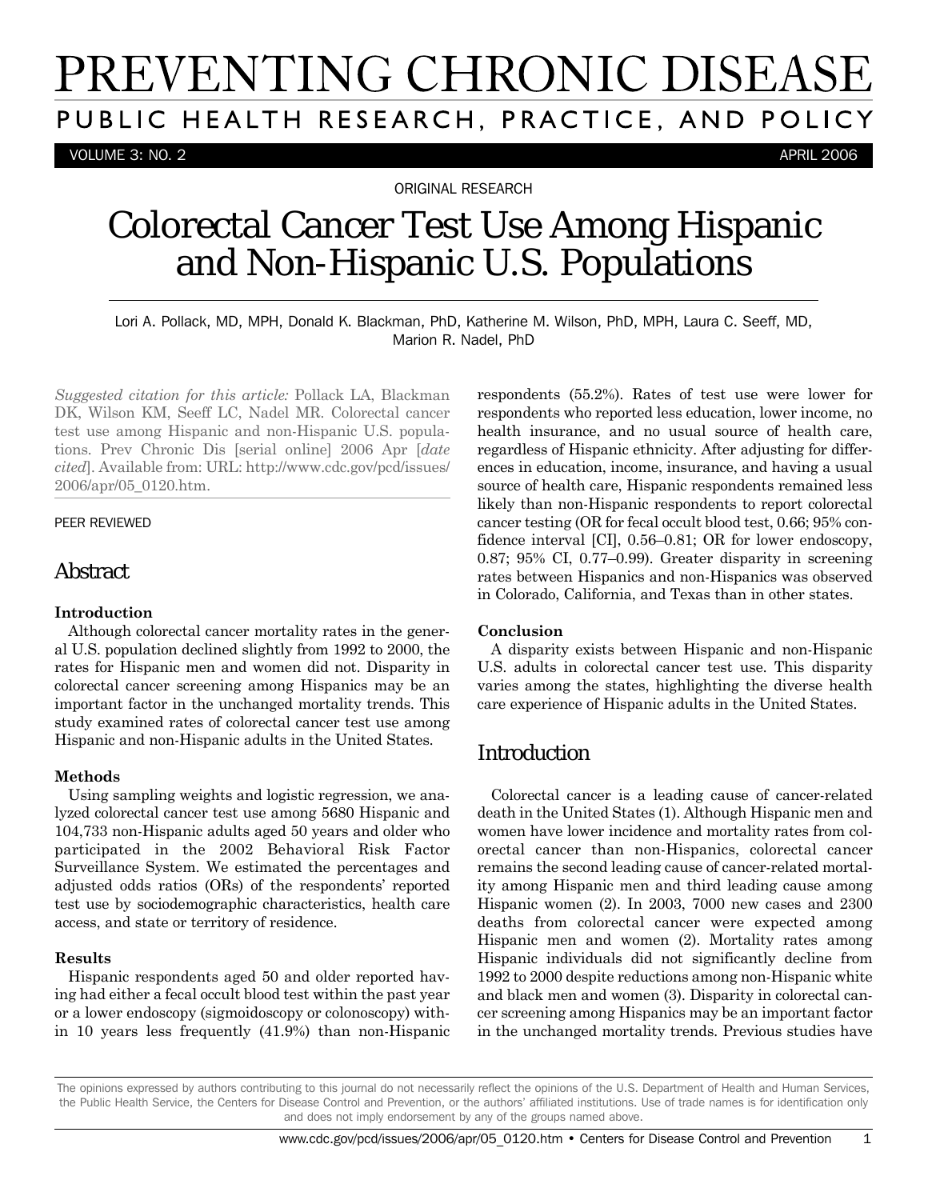ORIGINAL RESEARCH

# Colorectal Cancer Test Use Among Hispanic and Non-Hispanic U.S. Populations

Lori A. Pollack, MD, MPH, Donald K. Blackman, PhD, Katherine M. Wilson, PhD, MPH, Laura C. Seeff, MD, Marion R. Nadel, PhD

*Suggested citation for this article:* Pollack LA, Blackman DK, Wilson KM, Seeff LC, Nadel MR. Colorectal cancer test use among Hispanic and non-Hispanic U.S. populations. Prev Chronic Dis [serial online] 2006 Apr [*date cited*]. Available from: URL: http://www.cdc.gov/pcd/issues/2006/apr/05_0120.htm.

PEER REVIEWED

## Abstract

**Introduction**

Although colorectal cancer mortality rates in the general U.S. population declined slightly from 1992 to 2000, the rates for Hispanic men and women did not. Disparity in colorectal cancer screening among Hispanics may be an important factor in the unchanged mortality trends. This study examined rates of colorectal cancer test use among Hispanic and non-Hispanic adults in the United States.

**Methods**

Using sampling weights and logistic regression, we analyzed colorectal cancer test use among 5680 Hispanic and 104,733 non-Hispanic adults aged 50 years and older who participated in the 2002 Behavioral Risk Factor Surveillance System. We estimated the percentages and adjusted odds ratios (ORs) of the respondents' reported test use by sociodemographic characteristics, health care access, and state or territory of residence.

**Results**

Hispanic respondents aged 50 and older reported having had either a fecal occult blood test within the past year or a lower endoscopy (sigmoidoscopy or colonoscopy) within 10 years less frequently (41.9%) than non-Hispanic respondents (55.2%). Rates of test use were lower for respondents who reported less education, lower income, no health insurance, and no usual source of health care, regardless of Hispanic ethnicity. After adjusting for differences in education, income, insurance, and having a usual source of health care, Hispanic respondents remained less likely than non-Hispanic respondents to report colorectal cancer testing (OR for fecal occult blood test, 0.66; 95% confidence interval [CI], 0.56–0.81; OR for lower endoscopy, 0.87; 95% CI, 0.77–0.99). Greater disparity in screening rates between Hispanics and non-Hispanics was observed in Colorado, California, and Texas than in other states.

**Conclusion**

A disparity exists between Hispanic and non-Hispanic U.S. adults in colorectal cancer test use. This disparity varies among the states, highlighting the diverse health care experience of Hispanic adults in the United States.

## Introduction

Colorectal cancer is a leading cause of cancer-related death in the United States (1). Although Hispanic men and women have lower incidence and mortality rates from colorectal cancer than non-Hispanics, colorectal cancer remains the second leading cause of cancer-related mortality among Hispanic men and third leading cause among Hispanic women (2). In 2003, 7000 new cases and 2300 deaths from colorectal cancer were expected among Hispanic men and women (2). Mortality rates among Hispanic individuals did not significantly decline from 1992 to 2000 despite reductions among non-Hispanic white and black men and women (3). Disparity in colorectal cancer screening among Hispanics may be an important factor in the unchanged mortality trends. Previous studies have

The opinions expressed by authors contributing to this journal do not necessarily reflect the opinions of the U.S. Department of Health and Human Services, the Public Health Service, the Centers for Disease Control and Prevention, or the authors' affiliated institutions. Use of trade names is for identification only and does not imply endorsement by any of the groups named above.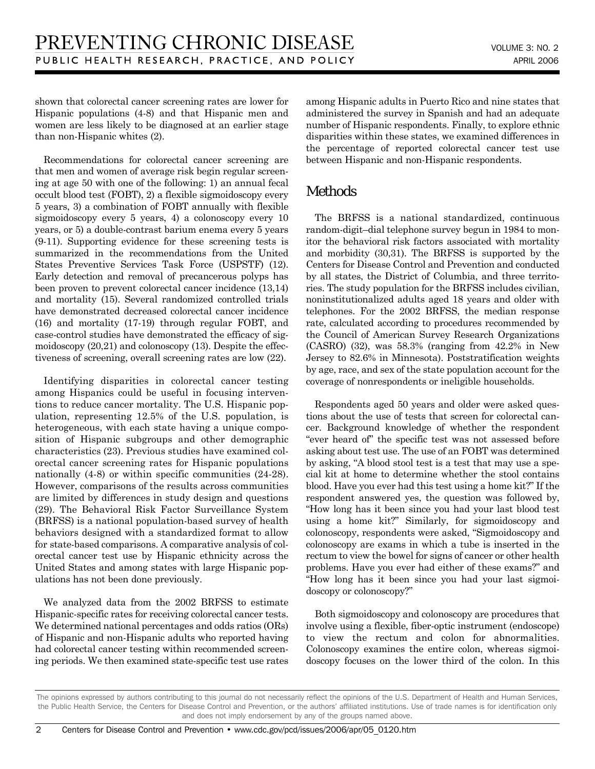shown that colorectal cancer screening rates are lower for Hispanic populations (4-8) and that Hispanic men and women are less likely to be diagnosed at an earlier stage than non-Hispanic whites (2).

Recommendations for colorectal cancer screening are that men and women of average risk begin regular screening at age 50 with one of the following: 1) an annual fecal occult blood test (FOBT), 2) a flexible sigmoidoscopy every 5 years, 3) a combination of FOBT annually with flexible sigmoidoscopy every 5 years, 4) a colonoscopy every 10 years, or 5) a double-contrast barium enema every 5 years (9-11). Supporting evidence for these screening tests is summarized in the recommendations from the United States Preventive Services Task Force (USPSTF) (12). Early detection and removal of precancerous polyps has been proven to prevent colorectal cancer incidence (13,14) and mortality (15). Several randomized controlled trials have demonstrated decreased colorectal cancer incidence (16) and mortality (17-19) through regular FOBT, and case-control studies have demonstrated the efficacy of sigmoidoscopy (20,21) and colonoscopy (13). Despite the effectiveness of screening, overall screening rates are low (22).

Identifying disparities in colorectal cancer testing among Hispanics could be useful in focusing interventions to reduce cancer mortality. The U.S. Hispanic population, representing 12.5% of the U.S. population, is heterogeneous, with each state having a unique composition of Hispanic subgroups and other demographic characteristics (23). Previous studies have examined colorectal cancer screening rates for Hispanic populations nationally (4-8) or within specific communities (24-28). However, comparisons of the results across communities are limited by differences in study design and questions (29). The Behavioral Risk Factor Surveillance System (BRFSS) is a national population-based survey of health behaviors designed with a standardized format to allow for state-based comparisons. A comparative analysis of colorectal cancer test use by Hispanic ethnicity across the United States and among states with large Hispanic populations has not been done previously.

We analyzed data from the 2002 BRFSS to estimate Hispanic-specific rates for receiving colorectal cancer tests. We determined national percentages and odds ratios (ORs) of Hispanic and non-Hispanic adults who reported having had colorectal cancer testing within recommended screening periods. We then examined state-specific test use rates among Hispanic adults in Puerto Rico and nine states that administered the survey in Spanish and had an adequate number of Hispanic respondents. Finally, to explore ethnic disparities within these states, we examined differences in the percentage of reported colorectal cancer test use between Hispanic and non-Hispanic respondents.

## Methods

The BRFSS is a national standardized, continuous random-digit–dial telephone survey begun in 1984 to monitor the behavioral risk factors associated with mortality and morbidity (30,31). The BRFSS is supported by the Centers for Disease Control and Prevention and conducted by all states, the District of Columbia, and three territories. The study population for the BRFSS includes civilian, noninstitutionalized adults aged 18 years and older with telephones. For the 2002 BRFSS, the median response rate, calculated according to procedures recommended by the Council of American Survey Research Organizations (CASRO) (32), was 58.3% (ranging from 42.2% in New Jersey to 82.6% in Minnesota). Poststratification weights by age, race, and sex of the state population account for the coverage of nonrespondents or ineligible households.

Respondents aged 50 years and older were asked questions about the use of tests that screen for colorectal cancer. Background knowledge of whether the respondent "ever heard of" the specific test was not assessed before asking about test use. The use of an FOBT was determined by asking, "A blood stool test is a test that may use a special kit at home to determine whether the stool contains blood. Have you ever had this test using a home kit?" If the respondent answered yes, the question was followed by, "How long has it been since you had your last blood test using a home kit?" Similarly, for sigmoidoscopy and colonoscopy, respondents were asked, "Sigmoidoscopy and colonoscopy are exams in which a tube is inserted in the rectum to view the bowel for signs of cancer or other health problems. Have you ever had either of these exams?" and "How long has it been since you had your last sigmoidoscopy or colonoscopy?"

Both sigmoidoscopy and colonoscopy are procedures that involve using a flexible, fiber-optic instrument (endoscope) to view the rectum and colon for abnormalities. Colonoscopy examines the entire colon, whereas sigmoidoscopy focuses on the lower third of the colon. In this

The opinions expressed by authors contributing to this journal do not necessarily reflect the opinions of the U.S. Department of Health and Human Services, the Public Health Service, the Centers for Disease Control and Prevention, or the authors' affiliated institutions. Use of trade names is for identification only and does not imply endorsement by any of the groups named above.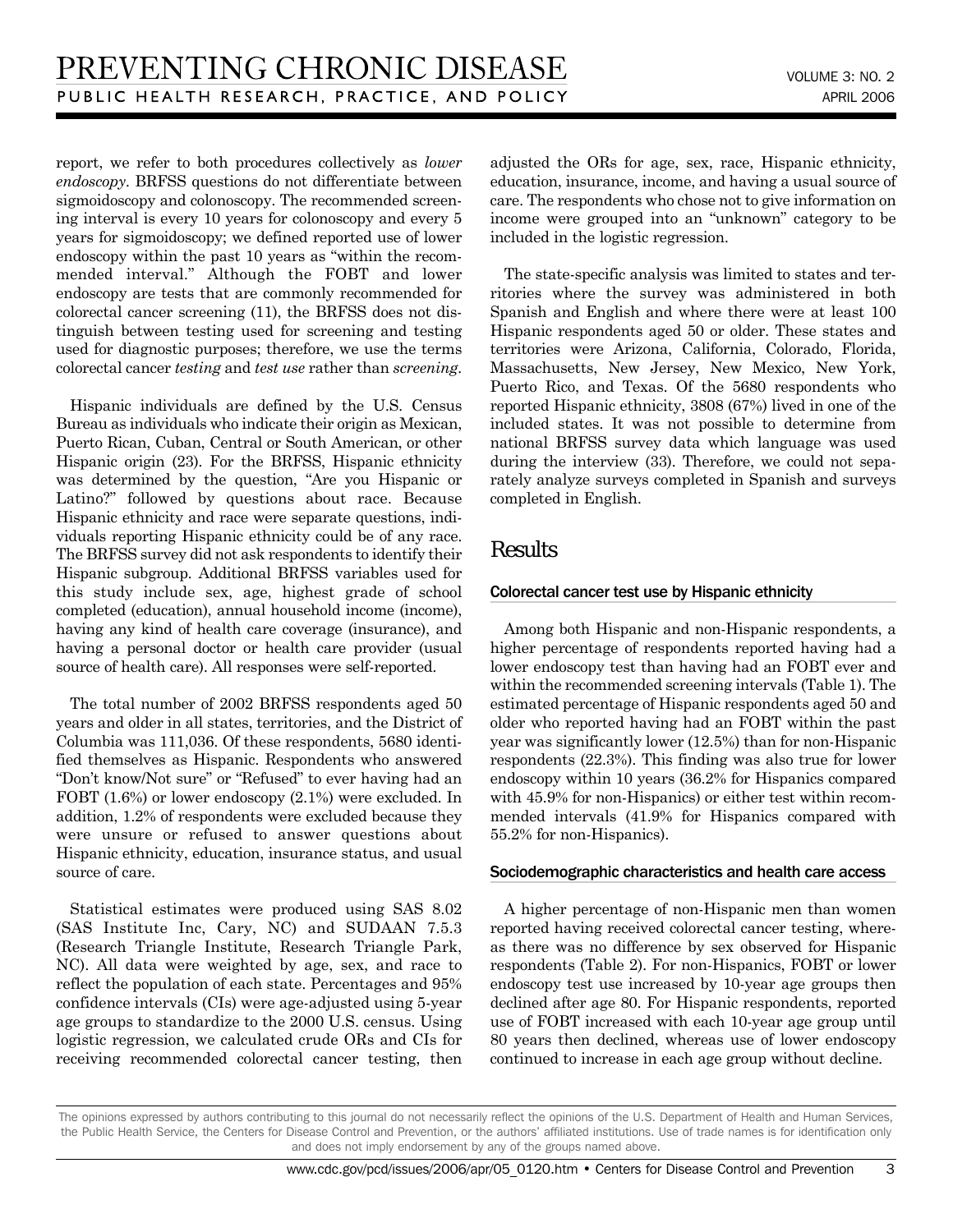report, we refer to both procedures collectively as *lower endoscopy*. BRFSS questions do not differentiate between sigmoidoscopy and colonoscopy. The recommended screening interval is every 10 years for colonoscopy and every 5 years for sigmoidoscopy; we defined reported use of lower endoscopy within the past 10 years as "within the recommended interval." Although the FOBT and lower endoscopy are tests that are commonly recommended for colorectal cancer screening (11), the BRFSS does not distinguish between testing used for screening and testing used for diagnostic purposes; therefore, we use the terms colorectal cancer *testing* and *test use* rather than *screening*.

Hispanic individuals are defined by the U.S. Census Bureau as individuals who indicate their origin as Mexican, Puerto Rican, Cuban, Central or South American, or other Hispanic origin (23). For the BRFSS, Hispanic ethnicity was determined by the question, "Are you Hispanic or Latino?" followed by questions about race. Because Hispanic ethnicity and race were separate questions, individuals reporting Hispanic ethnicity could be of any race. The BRFSS survey did not ask respondents to identify their Hispanic subgroup. Additional BRFSS variables used for this study include sex, age, highest grade of school completed (education), annual household income (income), having any kind of health care coverage (insurance), and having a personal doctor or health care provider (usual source of health care). All responses were self-reported.

The total number of 2002 BRFSS respondents aged 50 years and older in all states, territories, and the District of Columbia was 111,036. Of these respondents, 5680 identified themselves as Hispanic. Respondents who answered "Don't know/Not sure" or "Refused" to ever having had an FOBT (1.6%) or lower endoscopy (2.1%) were excluded. In addition, 1.2% of respondents were excluded because they were unsure or refused to answer questions about Hispanic ethnicity, education, insurance status, and usual source of care.

Statistical estimates were produced using SAS 8.02 (SAS Institute Inc, Cary, NC) and SUDAAN 7.5.3 (Research Triangle Institute, Research Triangle Park, NC). All data were weighted by age, sex, and race to reflect the population of each state. Percentages and 95% confidence intervals (CIs) were age-adjusted using 5-year age groups to standardize to the 2000 U.S. census. Using logistic regression, we calculated crude ORs and CIs for receiving recommended colorectal cancer testing, then adjusted the ORs for age, sex, race, Hispanic ethnicity, education, insurance, income, and having a usual source of care. The respondents who chose not to give information on income were grouped into an "unknown" category to be included in the logistic regression.

The state-specific analysis was limited to states and territories where the survey was administered in both Spanish and English and where there were at least 100 Hispanic respondents aged 50 or older. These states and territories were Arizona, California, Colorado, Florida, Massachusetts, New Jersey, New Mexico, New York, Puerto Rico, and Texas. Of the 5680 respondents who reported Hispanic ethnicity, 3808 (67%) lived in one of the included states. It was not possible to determine from national BRFSS survey data which language was used during the interview (33). Therefore, we could not separately analyze surveys completed in Spanish and surveys completed in English.

## Results

### Colorectal cancer test use by Hispanic ethnicity

Among both Hispanic and non-Hispanic respondents, a higher percentage of respondents reported having had a lower endoscopy test than having had an FOBT ever and within the recommended screening intervals (Table 1). The estimated percentage of Hispanic respondents aged 50 and older who reported having had an FOBT within the past year was significantly lower (12.5%) than for non-Hispanic respondents (22.3%). This finding was also true for lower endoscopy within 10 years (36.2% for Hispanics compared with 45.9% for non-Hispanics) or either test within recommended intervals (41.9% for Hispanics compared with 55.2% for non-Hispanics).

### Sociodemographic characteristics and health care access

A higher percentage of non-Hispanic men than women reported having received colorectal cancer testing, whereas there was no difference by sex observed for Hispanic respondents (Table 2). For non-Hispanics, FOBT or lower endoscopy test use increased by 10-year age groups then declined after age 80. For Hispanic respondents, reported use of FOBT increased with each 10-year age group until 80 years then declined, whereas use of lower endoscopy continued to increase in each age group without decline.

The opinions expressed by authors contributing to this journal do not necessarily reflect the opinions of the U.S. Department of Health and Human Services, the Public Health Service, the Centers for Disease Control and Prevention, or the authors' affiliated institutions. Use of trade names is for identification only and does not imply endorsement by any of the groups named above.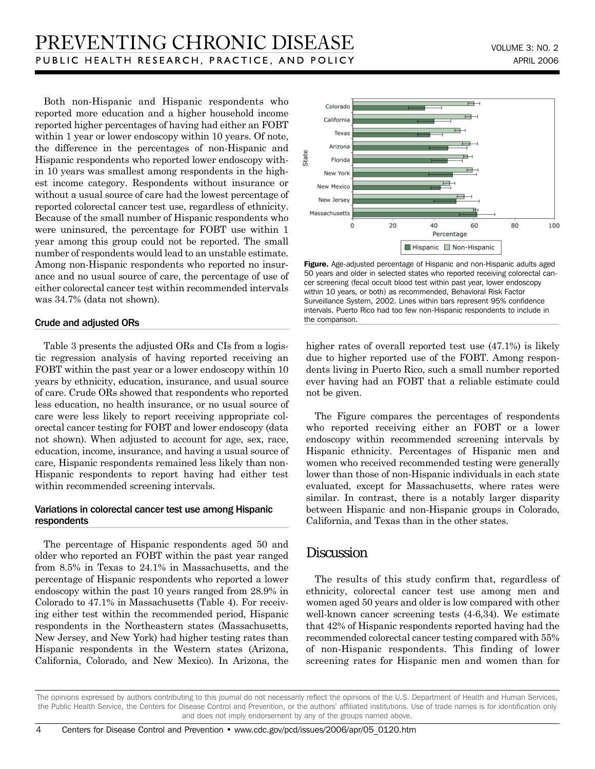Both non-Hispanic and Hispanic respondents who reported more education and a higher household income reported higher percentages of having had either an FOBT within 1 year or lower endoscopy within 10 years. Of note, the difference in the percentages of non-Hispanic and Hispanic respondents who reported lower endoscopy within 10 years was smallest among respondents in the highest income category. Respondents without insurance or without a usual source of care had the lowest percentage of reported colorectal cancer test use, regardless of ethnicity. Because of the small number of Hispanic respondents who were uninsured, the percentage for FOBT use within 1 year among this group could not be reported. The small number of respondents would lead to an unstable estimate. Among non-Hispanic respondents who reported no insurance and no usual source of care, the percentage of use of either colorectal cancer test within recommended intervals was 34.7% (data not shown).

### Crude and adjusted ORs

Table 3 presents the adjusted ORs and CIs from a logistic regression analysis of having reported receiving an FOBT within the past year or a lower endoscopy within 10 years by ethnicity, education, insurance, and usual source of care. Crude ORs showed that respondents who reported less education, no health insurance, or no usual source of care were less likely to report receiving appropriate colorectal cancer testing for FOBT and lower endoscopy (data not shown). When adjusted to account for age, sex, race, education, income, insurance, and having a usual source of care, Hispanic respondents remained less likely than non-Hispanic respondents to report having had either test within recommended screening intervals.

### Variations in colorectal cancer test use among Hispanic respondents

The percentage of Hispanic respondents aged 50 and older who reported an FOBT within the past year ranged from 8.5% in Texas to 24.1% in Massachusetts, and the percentage of Hispanic respondents who reported a lower endoscopy within the past 10 years ranged from 28.9% in Colorado to 47.1% in Massachusetts (Table 4). For receiving either test within the recommended period, Hispanic respondents in the Northeastern states (Massachusetts, New Jersey, and New York) had higher testing rates than Hispanic respondents in the Western states (Arizona, California, Colorado, and New Mexico). In Arizona, the higher rates of overall reported test use (47.1%) is likely due to higher reported use of the FOBT. Among respondents living in Puerto Rico, such a small number reported ever having had an FOBT that a reliable estimate could not be given.

**Figure.** Age-adjusted percentage of Hispanic and non-Hispanic adults aged 50 years and older in selected states who reported receiving colorectal cancer screening (fecal occult blood test within past year, lower endoscopy within 10 years, or both) as recommended, Behavioral Risk Factor Surveillance System, 2002. Lines within bars represent 95% confidence intervals. Puerto Rico had too few non-Hispanic respondents to include in the comparison.

The Figure compares the percentages of respondents who reported receiving either an FOBT or a lower endoscopy within recommended screening intervals by Hispanic ethnicity. Percentages of Hispanic men and women who received recommended testing were generally lower than those of non-Hispanic individuals in each state evaluated, except for Massachusetts, where rates were similar. In contrast, there is a notably larger disparity between Hispanic and non-Hispanic groups in Colorado, California, and Texas than in the other states.

## Discussion

The results of this study confirm that, regardless of ethnicity, colorectal cancer test use among men and women aged 50 years and older is low compared with other well-known cancer screening tests (4-6,34). We estimate that 42% of Hispanic respondents reported having had the recommended colorectal cancer testing compared with 55% of non-Hispanic respondents. This finding of lower screening rates for Hispanic men and women than for

The opinions expressed by authors contributing to this journal do not necessarily reflect the opinions of the U.S. Department of Health and Human Services, the Public Health Service, the Centers for Disease Control and Prevention, or the authors' affiliated institutions. Use of trade names is for identification only and does not imply endorsement by any of the groups named above.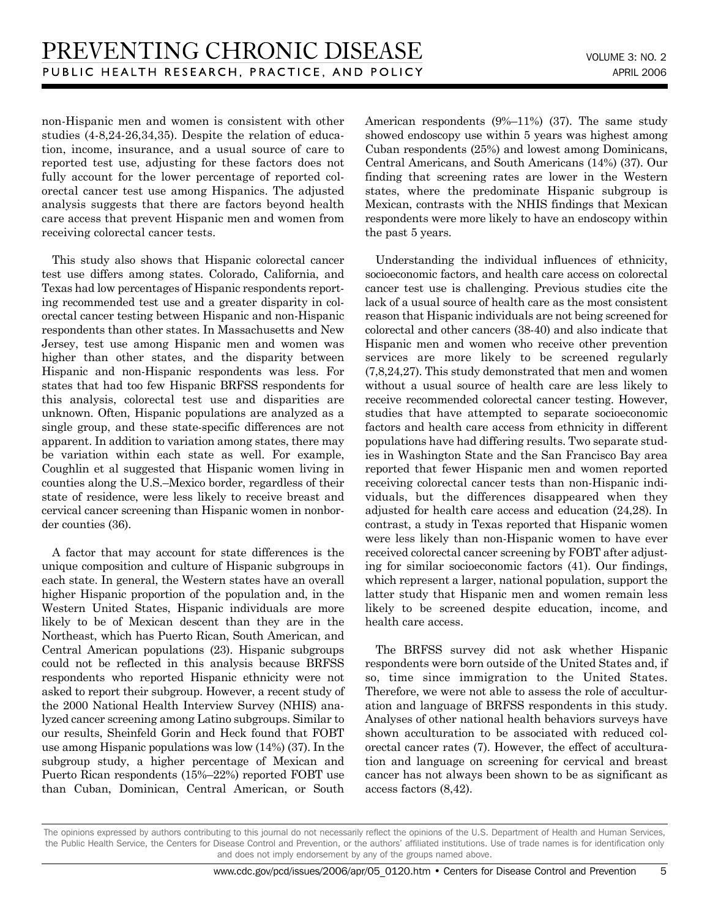non-Hispanic men and women is consistent with other studies (4-8,24-26,34,35). Despite the relation of education, income, insurance, and a usual source of care to reported test use, adjusting for these factors does not fully account for the lower percentage of reported colorectal cancer test use among Hispanics. The adjusted analysis suggests that there are factors beyond health care access that prevent Hispanic men and women from receiving colorectal cancer tests.

This study also shows that Hispanic colorectal cancer test use differs among states. Colorado, California, and Texas had low percentages of Hispanic respondents reporting recommended test use and a greater disparity in colorectal cancer testing between Hispanic and non-Hispanic respondents than other states. In Massachusetts and New Jersey, test use among Hispanic men and women was higher than other states, and the disparity between Hispanic and non-Hispanic respondents was less. For states that had too few Hispanic BRFSS respondents for this analysis, colorectal test use and disparities are unknown. Often, Hispanic populations are analyzed as a single group, and these state-specific differences are not apparent. In addition to variation among states, there may be variation within each state as well. For example, Coughlin et al suggested that Hispanic women living in counties along the U.S.–Mexico border, regardless of their state of residence, were less likely to receive breast and cervical cancer screening than Hispanic women in nonborder counties (36).

A factor that may account for state differences is the unique composition and culture of Hispanic subgroups in each state. In general, the Western states have an overall higher Hispanic proportion of the population and, in the Western United States, Hispanic individuals are more likely to be of Mexican descent than they are in the Northeast, which has Puerto Rican, South American, and Central American populations (23). Hispanic subgroups could not be reflected in this analysis because BRFSS respondents who reported Hispanic ethnicity were not asked to report their subgroup. However, a recent study of the 2000 National Health Interview Survey (NHIS) analyzed cancer screening among Latino subgroups. Similar to our results, Sheinfeld Gorin and Heck found that FOBT use among Hispanic populations was low (14%) (37). In the subgroup study, a higher percentage of Mexican and Puerto Rican respondents (15%–22%) reported FOBT use than Cuban, Dominican, Central American, or South American respondents (9%–11%) (37). The same study showed endoscopy use within 5 years was highest among Cuban respondents (25%) and lowest among Dominicans, Central Americans, and South Americans (14%) (37). Our finding that screening rates are lower in the Western states, where the predominate Hispanic subgroup is Mexican, contrasts with the NHIS findings that Mexican respondents were more likely to have an endoscopy within the past 5 years.

Understanding the individual influences of ethnicity, socioeconomic factors, and health care access on colorectal cancer test use is challenging. Previous studies cite the lack of a usual source of health care as the most consistent reason that Hispanic individuals are not being screened for colorectal and other cancers (38-40) and also indicate that Hispanic men and women who receive other prevention services are more likely to be screened regularly (7,8,24,27). This study demonstrated that men and women without a usual source of health care are less likely to receive recommended colorectal cancer testing. However, studies that have attempted to separate socioeconomic factors and health care access from ethnicity in different populations have had differing results. Two separate studies in Washington State and the San Francisco Bay area reported that fewer Hispanic men and women reported receiving colorectal cancer tests than non-Hispanic individuals, but the differences disappeared when they adjusted for health care access and education (24,28). In contrast, a study in Texas reported that Hispanic women were less likely than non-Hispanic women to have ever received colorectal cancer screening by FOBT after adjusting for similar socioeconomic factors (41). Our findings, which represent a larger, national population, support the latter study that Hispanic men and women remain less likely to be screened despite education, income, and health care access.

The BRFSS survey did not ask whether Hispanic respondents were born outside of the United States and, if so, time since immigration to the United States. Therefore, we were not able to assess the role of acculturation and language of BRFSS respondents in this study. Analyses of other national health behaviors surveys have shown acculturation to be associated with reduced colorectal cancer rates (7). However, the effect of acculturation and language on screening for cervical and breast cancer has not always been shown to be as significant as access factors (8,42).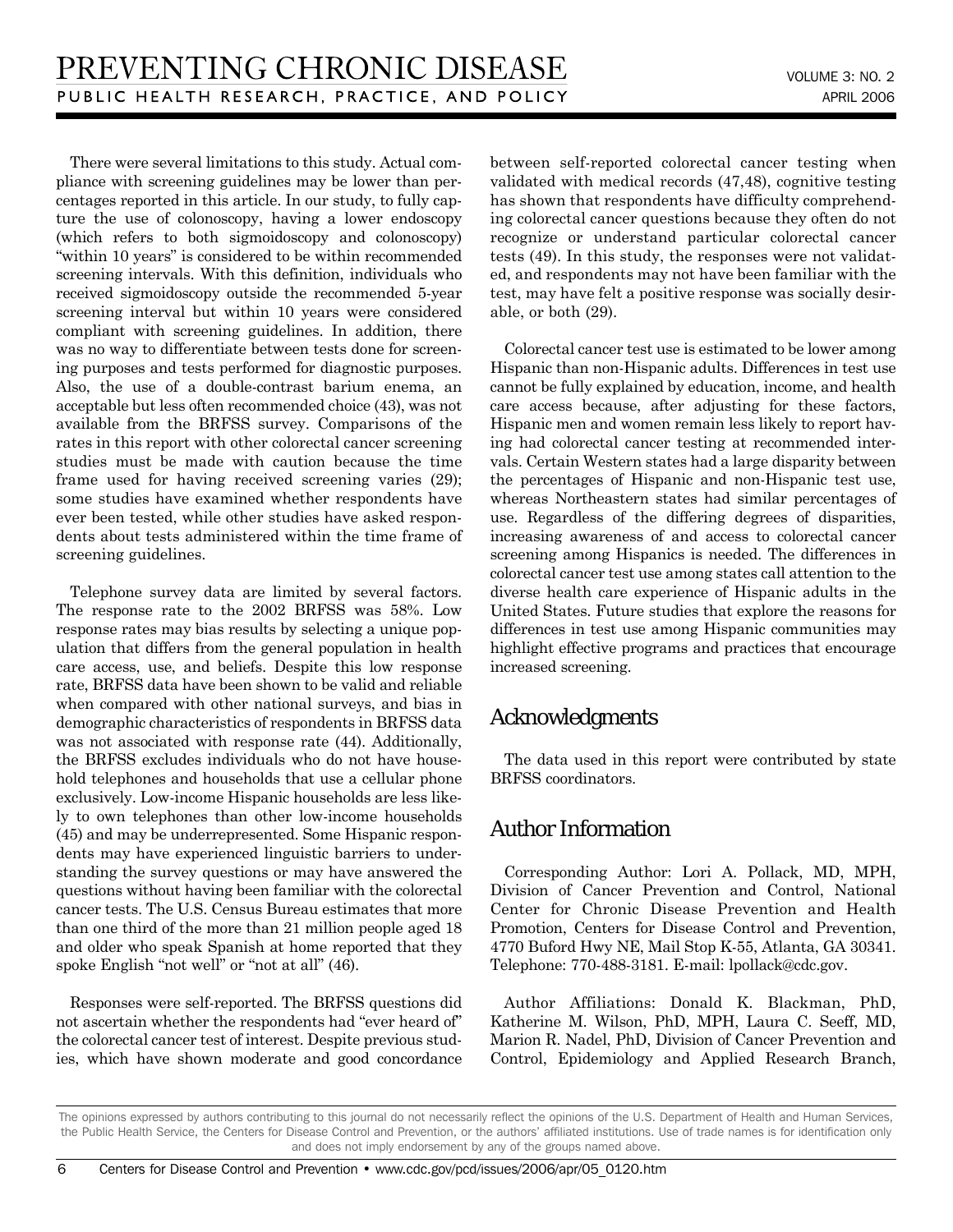There were several limitations to this study. Actual compliance with screening guidelines may be lower than percentages reported in this article. In our study, to fully capture the use of colonoscopy, having a lower endoscopy (which refers to both sigmoidoscopy and colonoscopy) "within 10 years" is considered to be within recommended screening intervals. With this definition, individuals who received sigmoidoscopy outside the recommended 5-year screening interval but within 10 years were considered compliant with screening guidelines. In addition, there was no way to differentiate between tests done for screening purposes and tests performed for diagnostic purposes. Also, the use of a double-contrast barium enema, an acceptable but less often recommended choice (43), was not available from the BRFSS survey. Comparisons of the rates in this report with other colorectal cancer screening studies must be made with caution because the time frame used for having received screening varies (29); some studies have examined whether respondents have ever been tested, while other studies have asked respondents about tests administered within the time frame of screening guidelines.

Telephone survey data are limited by several factors. The response rate to the 2002 BRFSS was 58%. Low response rates may bias results by selecting a unique population that differs from the general population in health care access, use, and beliefs. Despite this low response rate, BRFSS data have been shown to be valid and reliable when compared with other national surveys, and bias in demographic characteristics of respondents in BRFSS data was not associated with response rate (44). Additionally, the BRFSS excludes individuals who do not have household telephones and households that use a cellular phone exclusively. Low-income Hispanic households are less likely to own telephones than other low-income households (45) and may be underrepresented. Some Hispanic respondents may have experienced linguistic barriers to understanding the survey questions or may have answered the questions without having been familiar with the colorectal cancer tests. The U.S. Census Bureau estimates that more than one third of the more than 21 million people aged 18 and older who speak Spanish at home reported that they spoke English "not well" or "not at all" (46).

Responses were self-reported. The BRFSS questions did not ascertain whether the respondents had "ever heard of" the colorectal cancer test of interest. Despite previous studies, which have shown moderate and good concordance between self-reported colorectal cancer testing when validated with medical records (47,48), cognitive testing has shown that respondents have difficulty comprehending colorectal cancer questions because they often do not recognize or understand particular colorectal cancer tests (49). In this study, the responses were not validated, and respondents may not have been familiar with the test, may have felt a positive response was socially desirable, or both (29).

Colorectal cancer test use is estimated to be lower among Hispanic than non-Hispanic adults. Differences in test use cannot be fully explained by education, income, and health care access because, after adjusting for these factors, Hispanic men and women remain less likely to report having had colorectal cancer testing at recommended intervals. Certain Western states had a large disparity between the percentages of Hispanic and non-Hispanic test use, whereas Northeastern states had similar percentages of use. Regardless of the differing degrees of disparities, increasing awareness of and access to colorectal cancer screening among Hispanics is needed. The differences in colorectal cancer test use among states call attention to the diverse health care experience of Hispanic adults in the United States. Future studies that explore the reasons for differences in test use among Hispanic communities may highlight effective programs and practices that encourage increased screening.

## Acknowledgments

The data used in this report were contributed by state BRFSS coordinators.

## Author Information

Corresponding Author: Lori A. Pollack, MD, MPH, Division of Cancer Prevention and Control, National Center for Chronic Disease Prevention and Health Promotion, Centers for Disease Control and Prevention, 4770 Buford Hwy NE, Mail Stop K-55, Atlanta, GA 30341. Telephone: 770-488-3181. E-mail: lpollack@cdc.gov.

Author Affiliations: Donald K. Blackman, PhD, Katherine M. Wilson, PhD, MPH, Laura C. Seeff, MD, Marion R. Nadel, PhD, Division of Cancer Prevention and Control, Epidemiology and Applied Research Branch,

The opinions expressed by authors contributing to this journal do not necessarily reflect the opinions of the U.S. Department of Health and Human Services, the Public Health Service, the Centers for Disease Control and Prevention, or the authors' affiliated institutions. Use of trade names is for identification only and does not imply endorsement by any of the groups named above.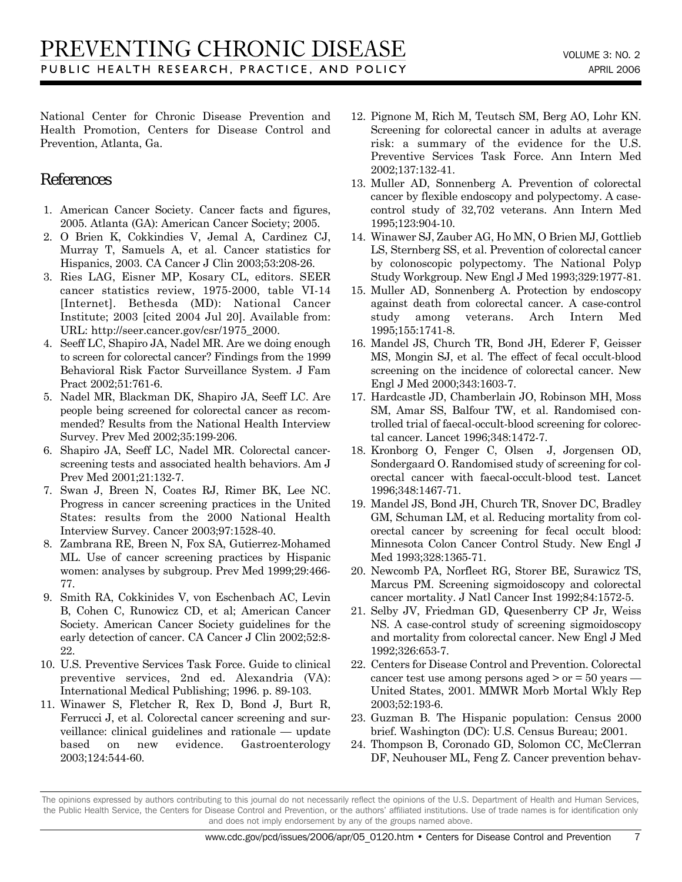National Center for Chronic Disease Prevention and Health Promotion, Centers for Disease Control and Prevention, Atlanta, Ga.

## References

1. American Cancer Society. Cancer facts and figures, 2005. Atlanta (GA): American Cancer Society; 2005.
2. O Brien K, Cokkindies V, Jemal A, Cardinez CJ, Murray T, Samuels A, et al. Cancer statistics for Hispanics, 2003. CA Cancer J Clin 2003;53:208-26.
3. Ries LAG, Eisner MP, Kosary CL, editors. SEER cancer statistics review, 1975-2000, table VI-14 [Internet]. Bethesda (MD): National Cancer Institute; 2003 [cited 2004 Jul 20]. Available from: URL: http://seer.cancer.gov/csr/1975_2000.
4. Seeff LC, Shapiro JA, Nadel MR. Are we doing enough to screen for colorectal cancer? Findings from the 1999 Behavioral Risk Factor Surveillance System. J Fam Pract 2002;51:761-6.
5. Nadel MR, Blackman DK, Shapiro JA, Seeff LC. Are people being screened for colorectal cancer as recommended? Results from the National Health Interview Survey. Prev Med 2002;35:199-206.
6. Shapiro JA, Seeff LC, Nadel MR. Colorectal cancer-screening tests and associated health behaviors. Am J Prev Med 2001;21:132-7.
7. Swan J, Breen N, Coates RJ, Rimer BK, Lee NC. Progress in cancer screening practices in the United States: results from the 2000 National Health Interview Survey. Cancer 2003;97:1528-40.
8. Zambrana RE, Breen N, Fox SA, Gutierrez-Mohamed ML. Use of cancer screening practices by Hispanic women: analyses by subgroup. Prev Med 1999;29:466-77.
9. Smith RA, Cokkinides V, von Eschenbach AC, Levin B, Cohen C, Runowicz CD, et al; American Cancer Society. American Cancer Society guidelines for the early detection of cancer. CA Cancer J Clin 2002;52:8-22.
10. U.S. Preventive Services Task Force. Guide to clinical preventive services, 2nd ed. Alexandria (VA): International Medical Publishing; 1996. p. 89-103.
11. Winawer S, Fletcher R, Rex D, Bond J, Burt R, Ferrucci J, et al. Colorectal cancer screening and surveillance: clinical guidelines and rationale — update based on new evidence. Gastroenterology 2003;124:544-60.
12. Pignone M, Rich M, Teutsch SM, Berg AO, Lohr KN. Screening for colorectal cancer in adults at average risk: a summary of the evidence for the U.S. Preventive Services Task Force. Ann Intern Med 2002;137:132-41.
13. Muller AD, Sonnenberg A. Prevention of colorectal cancer by flexible endoscopy and polypectomy. A case-control study of 32,702 veterans. Ann Intern Med 1995;123:904-10.
14. Winawer SJ, Zauber AG, Ho MN, O Brien MJ, Gottlieb LS, Sternberg SS, et al. Prevention of colorectal cancer by colonoscopic polypectomy. The National Polyp Study Workgroup. New Engl J Med 1993;329:1977-81.
15. Muller AD, Sonnenberg A. Protection by endoscopy against death from colorectal cancer. A case-control study among veterans. Arch Intern Med 1995;155:1741-8.
16. Mandel JS, Church TR, Bond JH, Ederer F, Geisser MS, Mongin SJ, et al. The effect of fecal occult-blood screening on the incidence of colorectal cancer. New Engl J Med 2000;343:1603-7.
17. Hardcastle JD, Chamberlain JO, Robinson MH, Moss SM, Amar SS, Balfour TW, et al. Randomised controlled trial of faecal-occult-blood screening for colorectal cancer. Lancet 1996;348:1472-7.
18. Kronborg O, Fenger C, Olsen J, Jorgensen OD, Sondergaard O. Randomised study of screening for colorectal cancer with faecal-occult-blood test. Lancet 1996;348:1467-71.
19. Mandel JS, Bond JH, Church TR, Snover DC, Bradley GM, Schuman LM, et al. Reducing mortality from colorectal cancer by screening for fecal occult blood: Minnesota Colon Cancer Control Study. New Engl J Med 1993;328:1365-71.
20. Newcomb PA, Norfleet RG, Storer BE, Surawicz TS, Marcus PM. Screening sigmoidoscopy and colorectal cancer mortality. J Natl Cancer Inst 1992;84:1572-5.
21. Selby JV, Friedman GD, Quesenberry CP Jr, Weiss NS. A case-control study of screening sigmoidoscopy and mortality from colorectal cancer. New Engl J Med 1992;326:653-7.
22. Centers for Disease Control and Prevention. Colorectal cancer test use among persons aged > or = 50 years — United States, 2001. MMWR Morb Mortal Wkly Rep 2003;52:193-6.
23. Guzman B. The Hispanic population: Census 2000 brief. Washington (DC): U.S. Census Bureau; 2001.
24. Thompson B, Coronado GD, Solomon CC, McClerran DF, Neuhouser ML, Feng Z. Cancer prevention behav-

The opinions expressed by authors contributing to this journal do not necessarily reflect the opinions of the U.S. Department of Health and Human Services, the Public Health Service, the Centers for Disease Control and Prevention, or the authors' affiliated institutions. Use of trade names is for identification only and does not imply endorsement by any of the groups named above.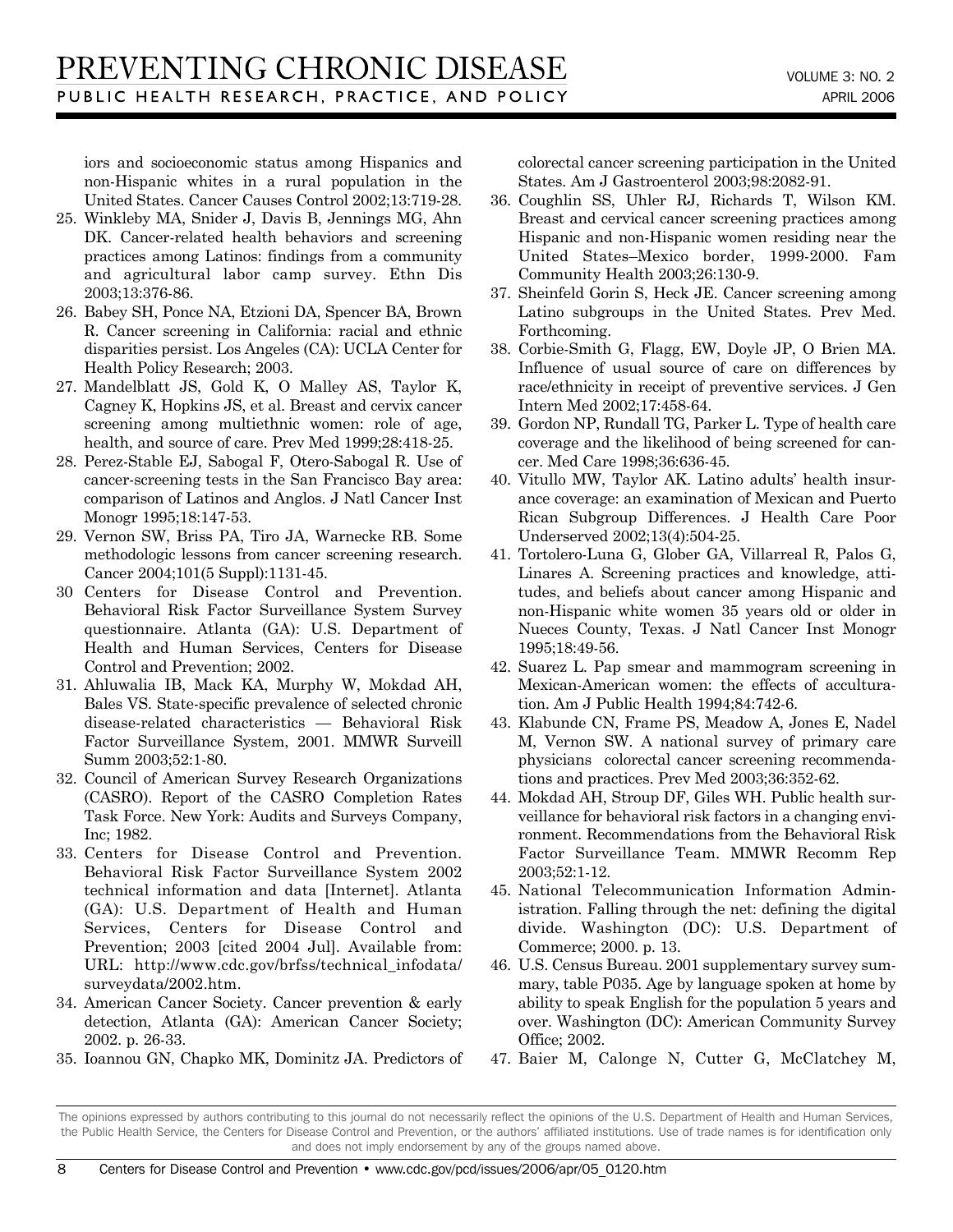iors and socioeconomic status among Hispanics and non-Hispanic whites in a rural population in the United States. Cancer Causes Control 2002;13:719-28.

25. Winkleby MA, Snider J, Davis B, Jennings MG, Ahn DK. Cancer-related health behaviors and screening practices among Latinos: findings from a community and agricultural labor camp survey. Ethn Dis 2003;13:376-86.
26. Babey SH, Ponce NA, Etzioni DA, Spencer BA, Brown R. Cancer screening in California: racial and ethnic disparities persist. Los Angeles (CA): UCLA Center for Health Policy Research; 2003.
27. Mandelblatt JS, Gold K, O Malley AS, Taylor K, Cagney K, Hopkins JS, et al. Breast and cervix cancer screening among multiethnic women: role of age, health, and source of care. Prev Med 1999;28:418-25.
28. Perez-Stable EJ, Sabogal F, Otero-Sabogal R. Use of cancer-screening tests in the San Francisco Bay area: comparison of Latinos and Anglos. J Natl Cancer Inst Monogr 1995;18:147-53.
29. Vernon SW, Briss PA, Tiro JA, Warnecke RB. Some methodologic lessons from cancer screening research. Cancer 2004;101(5 Suppl):1131-45.
30. Centers for Disease Control and Prevention. Behavioral Risk Factor Surveillance System Survey questionnaire. Atlanta (GA): U.S. Department of Health and Human Services, Centers for Disease Control and Prevention; 2002.
31. Ahluwalia IB, Mack KA, Murphy W, Mokdad AH, Bales VS. State-specific prevalence of selected chronic disease-related characteristics — Behavioral Risk Factor Surveillance System, 2001. MMWR Surveill Summ 2003;52:1-80.
32. Council of American Survey Research Organizations (CASRO). Report of the CASRO Completion Rates Task Force. New York: Audits and Surveys Company, Inc; 1982.
33. Centers for Disease Control and Prevention. Behavioral Risk Factor Surveillance System 2002 technical information and data [Internet]. Atlanta (GA): U.S. Department of Health and Human Services, Centers for Disease Control and Prevention; 2003 [cited 2004 Jul]. Available from: URL: http://www.cdc.gov/brfss/technical_infodata/surveydata/2002.htm.
34. American Cancer Society. Cancer prevention & early detection, Atlanta (GA): American Cancer Society; 2002. p. 26-33.
35. Ioannou GN, Chapko MK, Dominitz JA. Predictors of colorectal cancer screening participation in the United States. Am J Gastroenterol 2003;98:2082-91.
36. Coughlin SS, Uhler RJ, Richards T, Wilson KM. Breast and cervical cancer screening practices among Hispanic and non-Hispanic women residing near the United States–Mexico border, 1999-2000. Fam Community Health 2003;26:130-9.
37. Sheinfeld Gorin S, Heck JE. Cancer screening among Latino subgroups in the United States. Prev Med. Forthcoming.
38. Corbie-Smith G, Flagg, EW, Doyle JP, O Brien MA. Influence of usual source of care on differences by race/ethnicity in receipt of preventive services. J Gen Intern Med 2002;17:458-64.
39. Gordon NP, Rundall TG, Parker L. Type of health care coverage and the likelihood of being screened for cancer. Med Care 1998;36:636-45.
40. Vitullo MW, Taylor AK. Latino adults' health insurance coverage: an examination of Mexican and Puerto Rican Subgroup Differences. J Health Care Poor Underserved 2002;13(4):504-25.
41. Tortolero-Luna G, Glober GA, Villarreal R, Palos G, Linares A. Screening practices and knowledge, attitudes, and beliefs about cancer among Hispanic and non-Hispanic white women 35 years old or older in Nueces County, Texas. J Natl Cancer Inst Monogr 1995;18:49-56.
42. Suarez L. Pap smear and mammogram screening in Mexican-American women: the effects of acculturation. Am J Public Health 1994;84:742-6.
43. Klabunde CN, Frame PS, Meadow A, Jones E, Nadel M, Vernon SW. A national survey of primary care physicians colorectal cancer screening recommendations and practices. Prev Med 2003;36:352-62.
44. Mokdad AH, Stroup DF, Giles WH. Public health surveillance for behavioral risk factors in a changing environment. Recommendations from the Behavioral Risk Factor Surveillance Team. MMWR Recomm Rep 2003;52:1-12.
45. National Telecommunication Information Administration. Falling through the net: defining the digital divide. Washington (DC): U.S. Department of Commerce; 2000. p. 13.
46. U.S. Census Bureau. 2001 supplementary survey summary, table P035. Age by language spoken at home by ability to speak English for the population 5 years and over. Washington (DC): American Community Survey Office; 2002.
47. Baier M, Calonge N, Cutter G, McClatchey M,

The opinions expressed by authors contributing to this journal do not necessarily reflect the opinions of the U.S. Department of Health and Human Services, the Public Health Service, the Centers for Disease Control and Prevention, or the authors' affiliated institutions. Use of trade names is for identification only and does not imply endorsement by any of the groups named above.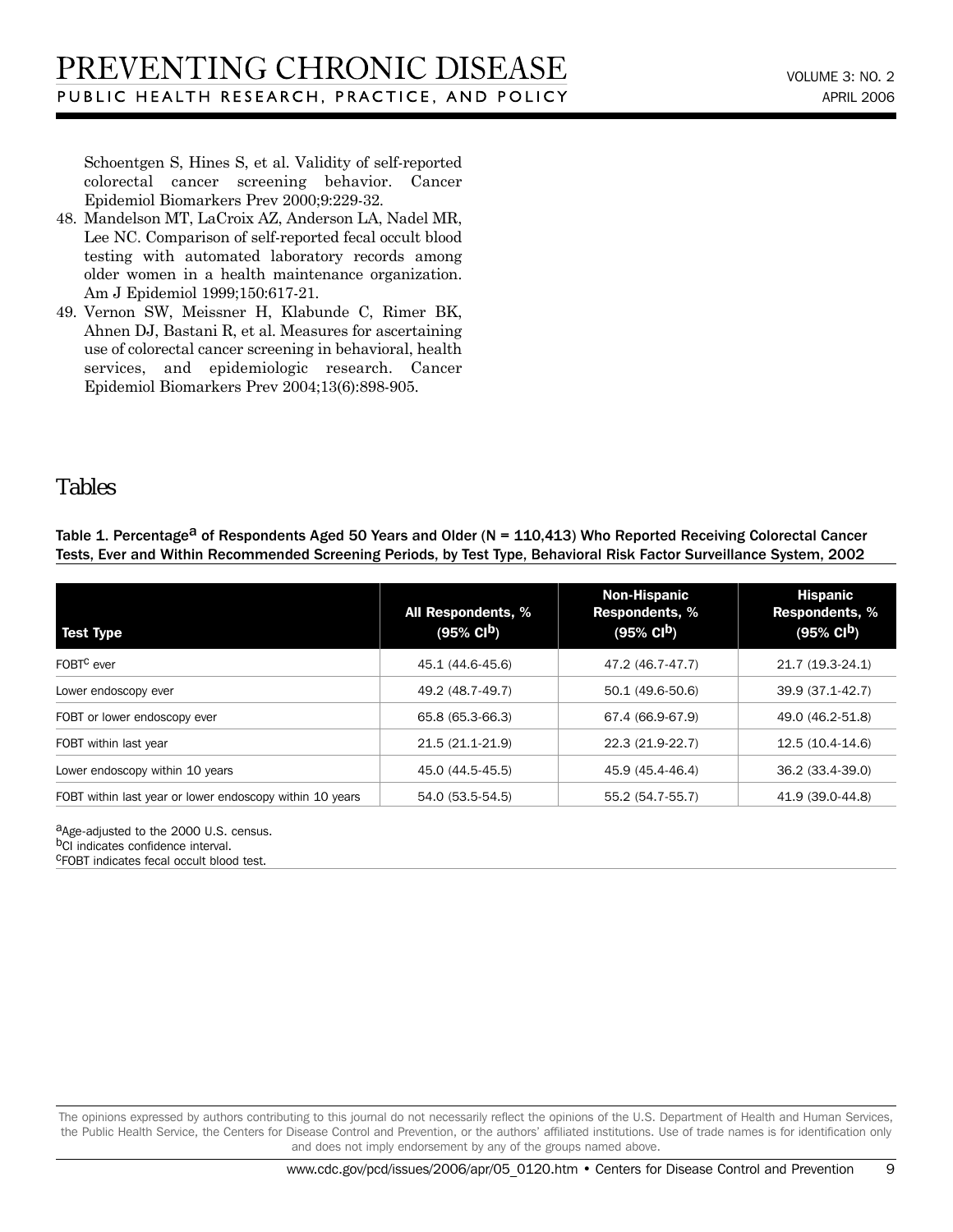Schoentgen S, Hines S, et al. Validity of self-reported colorectal cancer screening behavior. Cancer Epidemiol Biomarkers Prev 2000;9:229-32.

48. Mandelson MT, LaCroix AZ, Anderson LA, Nadel MR, Lee NC. Comparison of self-reported fecal occult blood testing with automated laboratory records among older women in a health maintenance organization. Am J Epidemiol 1999;150:617-21.
49. Vernon SW, Meissner H, Klabunde C, Rimer BK, Ahnen DJ, Bastani R, et al. Measures for ascertaining use of colorectal cancer screening in behavioral, health services, and epidemiologic research. Cancer Epidemiol Biomarkers Prev 2004;13(6):898-905.

## Tables

**Table 1. Percentage[a] of Respondents Aged 50 Years and Older (N = 110,413) Who Reported Receiving Colorectal Cancer Tests, Ever and Within Recommended Screening Periods, by Test Type, Behavioral Risk Factor Surveillance System, 2002**

| Test Type | All Respondents, % (95% CI[b]) | Non-Hispanic Respondents, % (95% CI[b]) | Hispanic Respondents, % (95% CI[b]) |
|---|---|---|---|
| FOBT[c] ever | 45.1 (44.6-45.6) | 47.2 (46.7-47.7) | 21.7 (19.3-24.1) |
| Lower endoscopy ever | 49.2 (48.7-49.7) | 50.1 (49.6-50.6) | 39.9 (37.1-42.7) |
| FOBT or lower endoscopy ever | 65.8 (65.3-66.3) | 67.4 (66.9-67.9) | 49.0 (46.2-51.8) |
| FOBT within last year | 21.5 (21.1-21.9) | 22.3 (21.9-22.7) | 12.5 (10.4-14.6) |
| Lower endoscopy within 10 years | 45.0 (44.5-45.5) | 45.9 (45.4-46.4) | 36.2 (33.4-39.0) |
| FOBT within last year or lower endoscopy within 10 years | 54.0 (53.5-54.5) | 55.2 (54.7-55.7) | 41.9 (39.0-44.8) |

[a]Age-adjusted to the 2000 U.S. census.
[b]CI indicates confidence interval.
[c]FOBT indicates fecal occult blood test.

The opinions expressed by authors contributing to this journal do not necessarily reflect the opinions of the U.S. Department of Health and Human Services, the Public Health Service, the Centers for Disease Control and Prevention, or the authors' affiliated institutions. Use of trade names is for identification only and does not imply endorsement by any of the groups named above.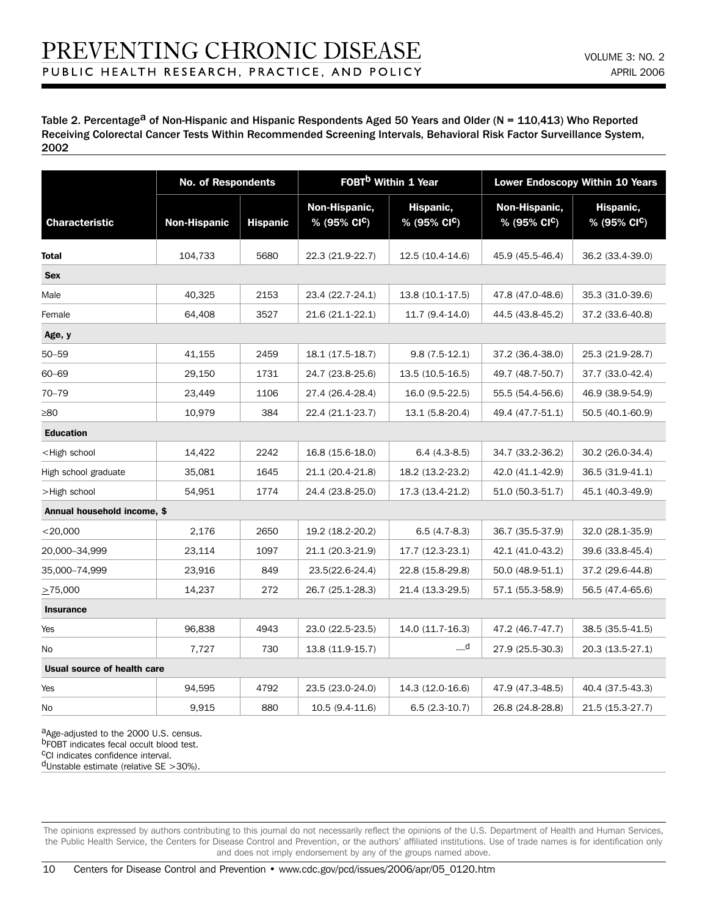Table 2. Percentage[a] of Non-Hispanic and Hispanic Respondents Aged 50 Years and Older (N = 110,413) Who Reported Receiving Colorectal Cancer Tests Within Recommended Screening Intervals, Behavioral Risk Factor Surveillance System, 2002

| Characteristic | No. of Respondents | | FOBT[b] Within 1 Year | | Lower Endoscopy Within 10 Years | |
|---|---|---|---|---|---|---|
| | Non-Hispanic | Hispanic | Non-Hispanic, % (95% CI[c]) | Hispanic, % (95% CI[c]) | Non-Hispanic, % (95% CI[c]) | Hispanic, % (95% CI[c]) |
| **Total** | 104,733 | 5680 | 22.3 (21.9-22.7) | 12.5 (10.4-14.6) | 45.9 (45.5-46.4) | 36.2 (33.4-39.0) |
| **Sex** | | | | | | |
| Male | 40,325 | 2153 | 23.4 (22.7-24.1) | 13.8 (10.1-17.5) | 47.8 (47.0-48.6) | 35.3 (31.0-39.6) |
| Female | 64,408 | 3527 | 21.6 (21.1-22.1) | 11.7 (9.4-14.0) | 44.5 (43.8-45.2) | 37.2 (33.6-40.8) |
| **Age, y** | | | | | | |
| 50–59 | 41,155 | 2459 | 18.1 (17.5-18.7) | 9.8 (7.5-12.1) | 37.2 (36.4-38.0) | 25.3 (21.9-28.7) |
| 60–69 | 29,150 | 1731 | 24.7 (23.8-25.6) | 13.5 (10.5-16.5) | 49.7 (48.7-50.7) | 37.7 (33.0-42.4) |
| 70–79 | 23,449 | 1106 | 27.4 (26.4-28.4) | 16.0 (9.5-22.5) | 55.5 (54.4-56.6) | 46.9 (38.9-54.9) |
| ≥80 | 10,979 | 384 | 22.4 (21.1-23.7) | 13.1 (5.8-20.4) | 49.4 (47.7-51.1) | 50.5 (40.1-60.9) |
| **Education** | | | | | | |
| <High school | 14,422 | 2242 | 16.8 (15.6-18.0) | 6.4 (4.3-8.5) | 34.7 (33.2-36.2) | 30.2 (26.0-34.4) |
| High school graduate | 35,081 | 1645 | 21.1 (20.4-21.8) | 18.2 (13.2-23.2) | 42.0 (41.1-42.9) | 36.5 (31.9-41.1) |
| >High school | 54,951 | 1774 | 24.4 (23.8-25.0) | 17.3 (13.4-21.2) | 51.0 (50.3-51.7) | 45.1 (40.3-49.9) |
| **Annual household income, $** | | | | | | |
| <20,000 | 2,176 | 2650 | 19.2 (18.2-20.2) | 6.5 (4.7-8.3) | 36.7 (35.5-37.9) | 32.0 (28.1-35.9) |
| 20,000–34,999 | 23,114 | 1097 | 21.1 (20.3-21.9) | 17.7 (12.3-23.1) | 42.1 (41.0-43.2) | 39.6 (33.8-45.4) |
| 35,000–74,999 | 23,916 | 849 | 23.5(22.6-24.4) | 22.8 (15.8-29.8) | 50.0 (48.9-51.1) | 37.2 (29.6-44.8) |
| ≥75,000 | 14,237 | 272 | 26.7 (25.1-28.3) | 21.4 (13.3-29.5) | 57.1 (55.3-58.9) | 56.5 (47.4-65.6) |
| **Insurance** | | | | | | |
| Yes | 96,838 | 4943 | 23.0 (22.5-23.5) | 14.0 (11.7-16.3) | 47.2 (46.7-47.7) | 38.5 (35.5-41.5) |
| No | 7,727 | 730 | 13.8 (11.9-15.7) | —[d] | 27.9 (25.5-30.3) | 20.3 (13.5-27.1) |
| **Usual source of health care** | | | | | | |
| Yes | 94,595 | 4792 | 23.5 (23.0-24.0) | 14.3 (12.0-16.6) | 47.9 (47.3-48.5) | 40.4 (37.5-43.3) |
| No | 9,915 | 880 | 10.5 (9.4-11.6) | 6.5 (2.3-10.7) | 26.8 (24.8-28.8) | 21.5 (15.3-27.7) |

[a]Age-adjusted to the 2000 U.S. census.
[b]FOBT indicates fecal occult blood test.
[c]CI indicates confidence interval.
[d]Unstable estimate (relative SE >30%).

The opinions expressed by authors contributing to this journal do not necessarily reflect the opinions of the U.S. Department of Health and Human Services, the Public Health Service, the Centers for Disease Control and Prevention, or the authors' affiliated institutions. Use of trade names is for identification only and does not imply endorsement by any of the groups named above.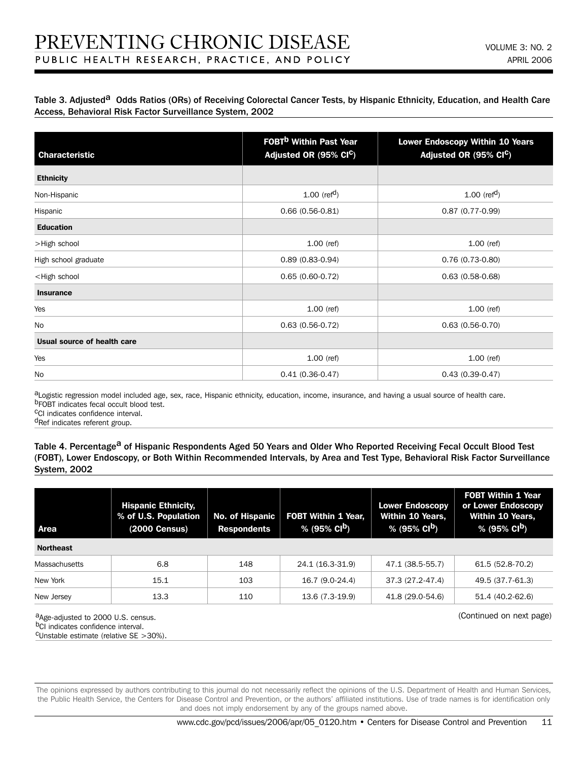Table 3. Adjusted[a] Odds Ratios (ORs) of Receiving Colorectal Cancer Tests, by Hispanic Ethnicity, Education, and Health Care Access, Behavioral Risk Factor Surveillance System, 2002

| Characteristic | FOBT[b] Within Past Year Adjusted OR (95% CI[c]) | Lower Endoscopy Within 10 Years Adjusted OR (95% CI[c]) |
|---|---|---|
| **Ethnicity** | | |
| Non-Hispanic | 1.00 (ref[d]) | 1.00 (ref[d]) |
| Hispanic | 0.66 (0.56-0.81) | 0.87 (0.77-0.99) |
| **Education** | | |
| >High school | 1.00 (ref) | 1.00 (ref) |
| High school graduate | 0.89 (0.83-0.94) | 0.76 (0.73-0.80) |
| <High school | 0.65 (0.60-0.72) | 0.63 (0.58-0.68) |
| **Insurance** | | |
| Yes | 1.00 (ref) | 1.00 (ref) |
| No | 0.63 (0.56-0.72) | 0.63 (0.56-0.70) |
| **Usual source of health care** | | |
| Yes | 1.00 (ref) | 1.00 (ref) |
| No | 0.41 (0.36-0.47) | 0.43 (0.39-0.47) |

[a]Logistic regression model included age, sex, race, Hispanic ethnicity, education, income, insurance, and having a usual source of health care.
[b]FOBT indicates fecal occult blood test.
[c]CI indicates confidence interval.
[d]Ref indicates referent group.

Table 4. Percentage[a] of Hispanic Respondents Aged 50 Years and Older Who Reported Receiving Fecal Occult Blood Test (FOBT), Lower Endoscopy, or Both Within Recommended Intervals, by Area and Test Type, Behavioral Risk Factor Surveillance System, 2002

| Area | Hispanic Ethnicity, % of U.S. Population (2000 Census) | No. of Hispanic Respondents | FOBT Within 1 Year, % (95% CI[b]) | Lower Endoscopy Within 10 Years, % (95% CI[b]) | FOBT Within 1 Year or Lower Endoscopy Within 10 Years, % (95% CI[b]) |
|---|---|---|---|---|---|
| **Northeast** | | | | | |
| Massachusetts | 6.8 | 148 | 24.1 (16.3-31.9) | 47.1 (38.5-55.7) | 61.5 (52.8-70.2) |
| New York | 15.1 | 103 | 16.7 (9.0-24.4) | 37.3 (27.2-47.4) | 49.5 (37.7-61.3) |
| New Jersey | 13.3 | 110 | 13.6 (7.3-19.9) | 41.8 (29.0-54.6) | 51.4 (40.2-62.6) |

(Continued on next page)

[a]Age-adjusted to 2000 U.S. census.
[b]CI indicates confidence interval.
[c]Unstable estimate (relative SE >30%).

The opinions expressed by authors contributing to this journal do not necessarily reflect the opinions of the U.S. Department of Health and Human Services, the Public Health Service, the Centers for Disease Control and Prevention, or the authors' affiliated institutions. Use of trade names is for identification only and does not imply endorsement by any of the groups named above.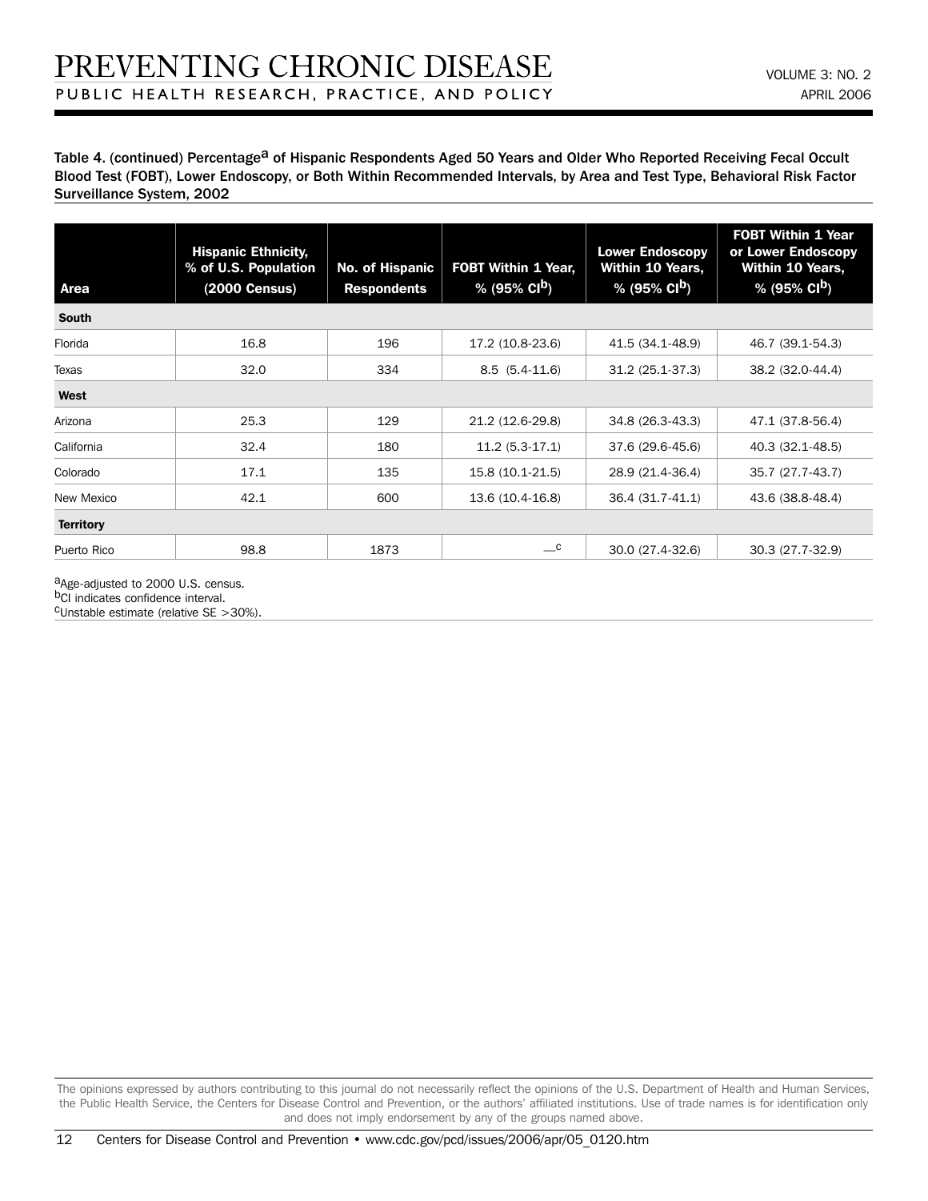Table 4. (continued) Percentage[a] of Hispanic Respondents Aged 50 Years and Older Who Reported Receiving Fecal Occult Blood Test (FOBT), Lower Endoscopy, or Both Within Recommended Intervals, by Area and Test Type, Behavioral Risk Factor Surveillance System, 2002

| Area | Hispanic Ethnicity, % of U.S. Population (2000 Census) | No. of Hispanic Respondents | FOBT Within 1 Year, % (95% CI[b]) | Lower Endoscopy Within 10 Years, % (95% CI[b]) | FOBT Within 1 Year or Lower Endoscopy Within 10 Years, % (95% CI[b]) |
|---|---|---|---|---|---|
| **South** | | | | | |
| Florida | 16.8 | 196 | 17.2 (10.8-23.6) | 41.5 (34.1-48.9) | 46.7 (39.1-54.3) |
| Texas | 32.0 | 334 | 8.5 (5.4-11.6) | 31.2 (25.1-37.3) | 38.2 (32.0-44.4) |
| **West** | | | | | |
| Arizona | 25.3 | 129 | 21.2 (12.6-29.8) | 34.8 (26.3-43.3) | 47.1 (37.8-56.4) |
| California | 32.4 | 180 | 11.2 (5.3-17.1) | 37.6 (29.6-45.6) | 40.3 (32.1-48.5) |
| Colorado | 17.1 | 135 | 15.8 (10.1-21.5) | 28.9 (21.4-36.4) | 35.7 (27.7-43.7) |
| New Mexico | 42.1 | 600 | 13.6 (10.4-16.8) | 36.4 (31.7-41.1) | 43.6 (38.8-48.4) |
| **Territory** | | | | | |
| Puerto Rico | 98.8 | 1873 | —[c] | 30.0 (27.4-32.6) | 30.3 (27.7-32.9) |

[a]Age-adjusted to 2000 U.S. census.
[b]CI indicates confidence interval.
[c]Unstable estimate (relative SE >30%).

The opinions expressed by authors contributing to this journal do not necessarily reflect the opinions of the U.S. Department of Health and Human Services, the Public Health Service, the Centers for Disease Control and Prevention, or the authors' affiliated institutions. Use of trade names is for identification only and does not imply endorsement by any of the groups named above.